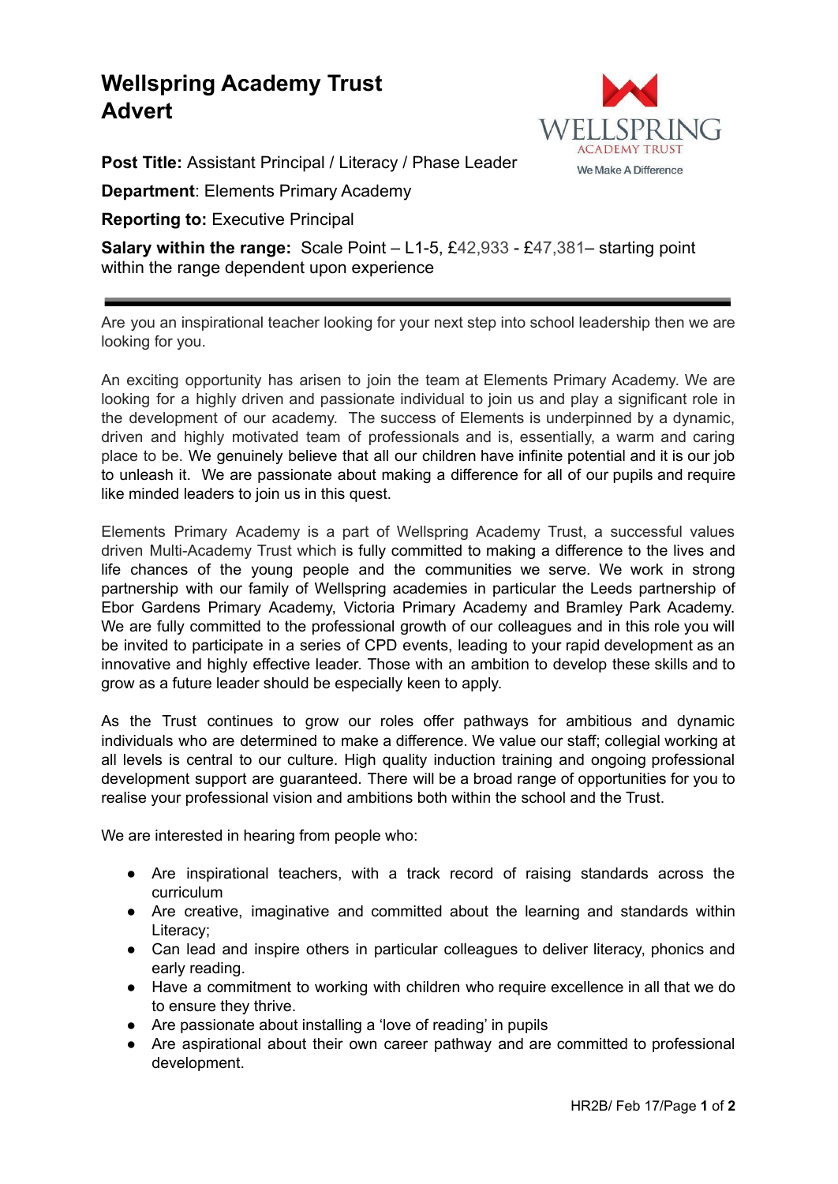# Wellspring Academy Trust
# Advert

**Post Title:** Assistant Principal / Literacy / Phase Leader

**Department**: Elements Primary Academy

**Reporting to:** Executive Principal

**Salary within the range:** Scale Point – L1-5, £42,933 - £47,381– starting point within the range dependent upon experience

---

Are you an inspirational teacher looking for your next step into school leadership then we are looking for you.

An exciting opportunity has arisen to join the team at Elements Primary Academy. We are looking for a highly driven and passionate individual to join us and play a significant role in the development of our academy. The success of Elements is underpinned by a dynamic, driven and highly motivated team of professionals and is, essentially, a warm and caring place to be. We genuinely believe that all our children have infinite potential and it is our job to unleash it. We are passionate about making a difference for all of our pupils and require like minded leaders to join us in this quest.

Elements Primary Academy is a part of Wellspring Academy Trust, a successful values driven Multi-Academy Trust which is fully committed to making a difference to the lives and life chances of the young people and the communities we serve. We work in strong partnership with our family of Wellspring academies in particular the Leeds partnership of Ebor Gardens Primary Academy, Victoria Primary Academy and Bramley Park Academy. We are fully committed to the professional growth of our colleagues and in this role you will be invited to participate in a series of CPD events, leading to your rapid development as an innovative and highly effective leader. Those with an ambition to develop these skills and to grow as a future leader should be especially keen to apply.

As the Trust continues to grow our roles offer pathways for ambitious and dynamic individuals who are determined to make a difference. We value our staff; collegial working at all levels is central to our culture. High quality induction training and ongoing professional development support are guaranteed. There will be a broad range of opportunities for you to realise your professional vision and ambitions both within the school and the Trust.

We are interested in hearing from people who:

- Are inspirational teachers, with a track record of raising standards across the curriculum
- Are creative, imaginative and committed about the learning and standards within Literacy;
- Can lead and inspire others in particular colleagues to deliver literacy, phonics and early reading.
- Have a commitment to working with children who require excellence in all that we do to ensure they thrive.
- Are passionate about installing a 'love of reading' in pupils
- Are aspirational about their own career pathway and are committed to professional development.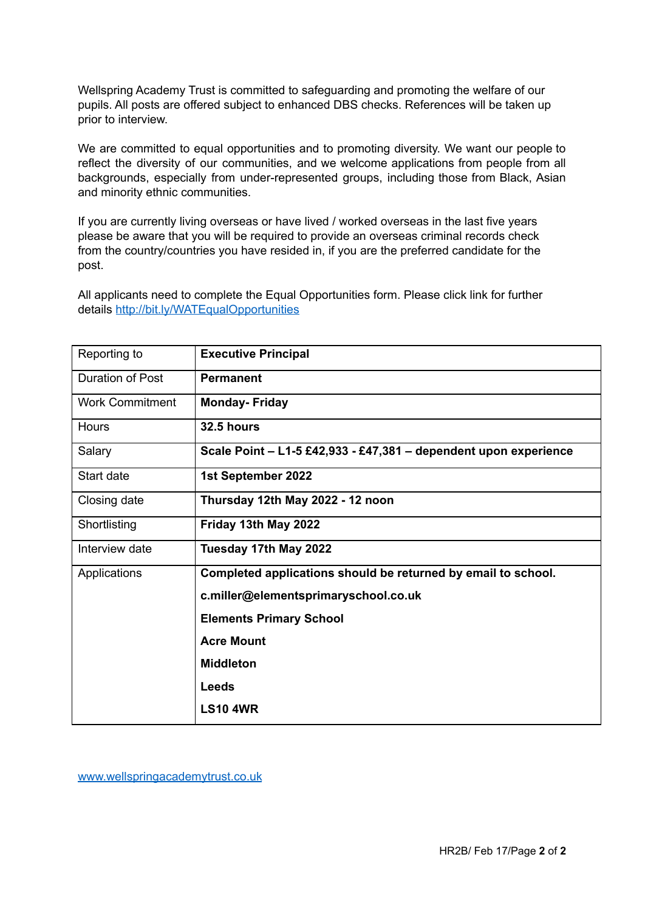Wellspring Academy Trust is committed to safeguarding and promoting the welfare of our pupils. All posts are offered subject to enhanced DBS checks. References will be taken up prior to interview.

We are committed to equal opportunities and to promoting diversity. We want our people to reflect the diversity of our communities, and we welcome applications from people from all backgrounds, especially from under-represented groups, including those from Black, Asian and minority ethnic communities.

If you are currently living overseas or have lived / worked overseas in the last five years please be aware that you will be required to provide an overseas criminal records check from the country/countries you have resided in, if you are the preferred candidate for the post.

All applicants need to complete the Equal Opportunities form. Please click link for further details [http://bit.ly/WATEqualOpportunities](http://bit.ly/WATEqualOpportunities)

| | |
|---|---|
| Reporting to | **Executive Principal** |
| Duration of Post | **Permanent** |
| Work Commitment | **Monday- Friday** |
| Hours | **32.5 hours** |
| Salary | **Scale Point – L1-5 £42,933 - £47,381 – dependent upon experience** |
| Start date | **1st September 2022** |
| Closing date | **Thursday 12th May 2022 - 12 noon** |
| Shortlisting | **Friday 13th May 2022** |
| Interview date | **Tuesday 17th May 2022** |
| Applications | **Completed applications should be returned by email to school.**<br>**c.miller@elementsprimaryschool.co.uk**<br>**Elements Primary School**<br>**Acre Mount**<br>**Middleton**<br>**Leeds**<br>**LS10 4WR** |

[www.wellspringacademytrust.co.uk](http://www.wellspringacademytrust.co.uk)

HR2B/ Feb 17